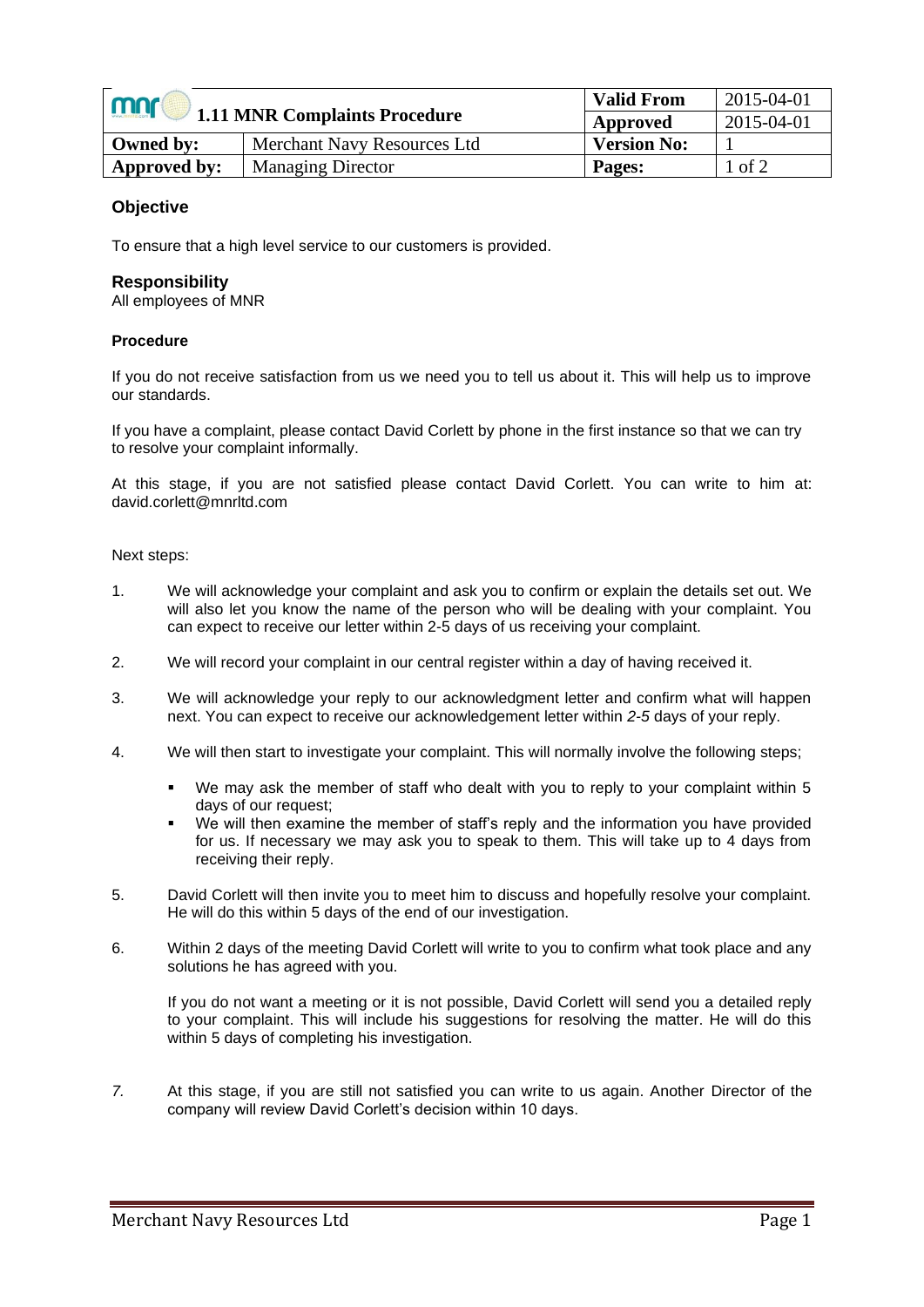| 1.11 MNR Complaints Procedure | | Valid From | 2015-04-01 |
|---|---|---|---|
| | | Approved | 2015-04-01 |
| Owned by: | Merchant Navy Resources Ltd | Version No: | 1 |
| Approved by: | Managing Director | Pages: | 1 of 2 |

## Objective

To ensure that a high level service to our customers is provided.

## Responsibility

All employees of MNR

### Procedure

If you do not receive satisfaction from us we need you to tell us about it. This will help us to improve our standards.

If you have a complaint, please contact David Corlett by phone in the first instance so that we can try to resolve your complaint informally.

At this stage, if you are not satisfied please contact David Corlett. You can write to him at: david.corlett@mnrltd.com

Next steps:

1. We will acknowledge your complaint and ask you to confirm or explain the details set out. We will also let you know the name of the person who will be dealing with your complaint. You can expect to receive our letter within 2-5 days of us receiving your complaint.

2. We will record your complaint in our central register within a day of having received it.

3. We will acknowledge your reply to our acknowledgment letter and confirm what will happen next. You can expect to receive our acknowledgement letter within *2-5* days of your reply.

4. We will then start to investigate your complaint. This will normally involve the following steps;

   - We may ask the member of staff who dealt with you to reply to your complaint within 5 days of our request;
   - We will then examine the member of staff's reply and the information you have provided for us. If necessary we may ask you to speak to them. This will take up to 4 days from receiving their reply.

5. David Corlett will then invite you to meet him to discuss and hopefully resolve your complaint. He will do this within 5 days of the end of our investigation.

6. Within 2 days of the meeting David Corlett will write to you to confirm what took place and any solutions he has agreed with you.

   If you do not want a meeting or it is not possible, David Corlett will send you a detailed reply to your complaint. This will include his suggestions for resolving the matter. He will do this within 5 days of completing his investigation.

7. At this stage, if you are still not satisfied you can write to us again. Another Director of the company will review David Corlett's decision within 10 days.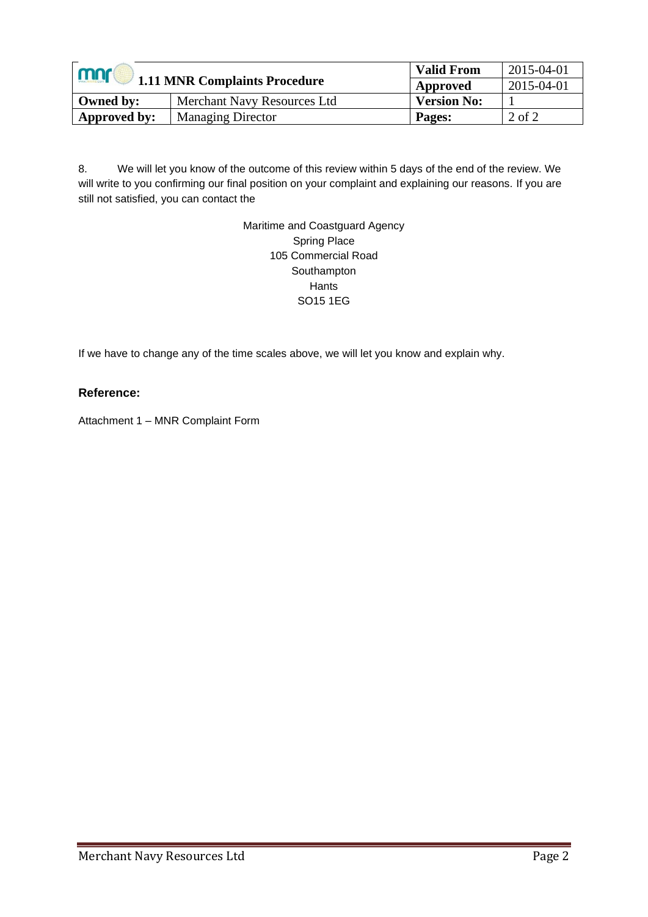8. We will let you know of the outcome of this review within 5 days of the end of the review. We will write to you confirming our final position on your complaint and explaining our reasons. If you are still not satisfied, you can contact the

Maritime and Coastguard Agency
Spring Place
105 Commercial Road
Southampton
Hants
SO15 1EG

If we have to change any of the time scales above, we will let you know and explain why.

**Reference:**

Attachment 1 – MNR Complaint Form